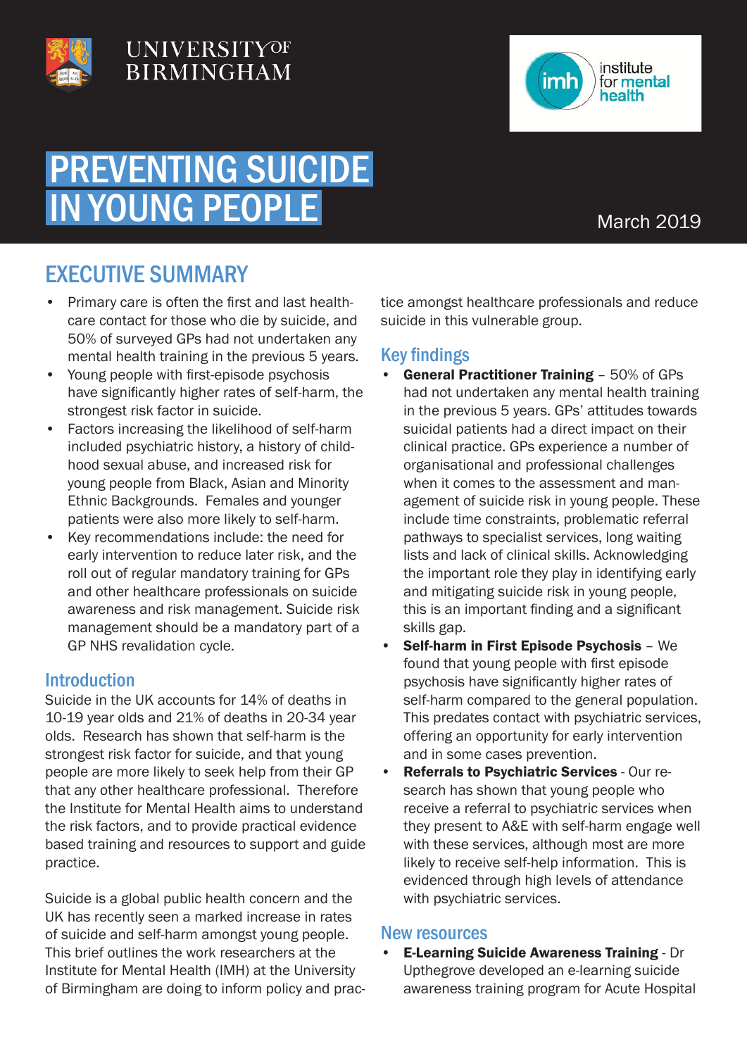UNIVERSITY OF BIRMINGHAM

institute for mental health

# PREVENTING SUICIDE IN YOUNG PEOPLE

March 2019

## EXECUTIVE SUMMARY

- Primary care is often the first and last healthcare contact for those who die by suicide, and 50% of surveyed GPs had not undertaken any mental health training in the previous 5 years.
- Young people with first-episode psychosis have significantly higher rates of self-harm, the strongest risk factor in suicide.
- Factors increasing the likelihood of self-harm included psychiatric history, a history of childhood sexual abuse, and increased risk for young people from Black, Asian and Minority Ethnic Backgrounds. Females and younger patients were also more likely to self-harm.
- Key recommendations include: the need for early intervention to reduce later risk, and the roll out of regular mandatory training for GPs and other healthcare professionals on suicide awareness and risk management. Suicide risk management should be a mandatory part of a GP NHS revalidation cycle.

### Introduction

Suicide in the UK accounts for 14% of deaths in 10-19 year olds and 21% of deaths in 20-34 year olds. Research has shown that self-harm is the strongest risk factor for suicide, and that young people are more likely to seek help from their GP that any other healthcare professional. Therefore the Institute for Mental Health aims to understand the risk factors, and to provide practical evidence based training and resources to support and guide practice.

Suicide is a global public health concern and the UK has recently seen a marked increase in rates of suicide and self-harm amongst young people. This brief outlines the work researchers at the Institute for Mental Health (IMH) at the University of Birmingham are doing to inform policy and practice amongst healthcare professionals and reduce suicide in this vulnerable group.

### Key findings

- **General Practitioner Training** – 50% of GPs had not undertaken any mental health training in the previous 5 years. GPs' attitudes towards suicidal patients had a direct impact on their clinical practice. GPs experience a number of organisational and professional challenges when it comes to the assessment and management of suicide risk in young people. These include time constraints, problematic referral pathways to specialist services, long waiting lists and lack of clinical skills. Acknowledging the important role they play in identifying early and mitigating suicide risk in young people, this is an important finding and a significant skills gap.
- **Self-harm in First Episode Psychosis** – We found that young people with first episode psychosis have significantly higher rates of self-harm compared to the general population. This predates contact with psychiatric services, offering an opportunity for early intervention and in some cases prevention.
- **Referrals to Psychiatric Services** - Our research has shown that young people who receive a referral to psychiatric services when they present to A&E with self-harm engage well with these services, although most are more likely to receive self-help information. This is evidenced through high levels of attendance with psychiatric services.

### New resources

- **E-Learning Suicide Awareness Training** - Dr Upthegrove developed an e-learning suicide awareness training program for Acute Hospital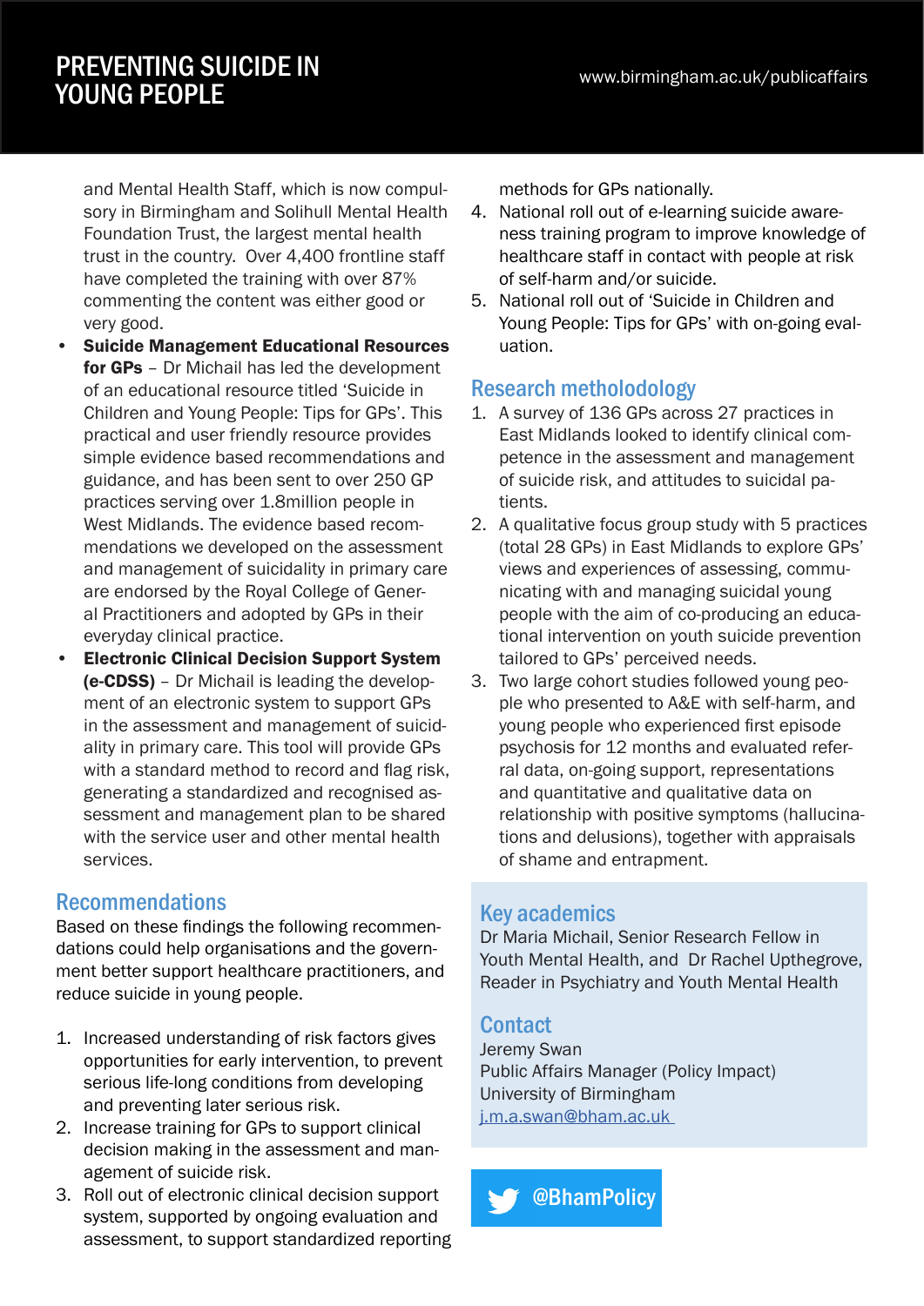and Mental Health Staff, which is now compulsory in Birmingham and Solihull Mental Health Foundation Trust, the largest mental health trust in the country. Over 4,400 frontline staff have completed the training with over 87% commenting the content was either good or very good.

- **Suicide Management Educational Resources for GPs** – Dr Michail has led the development of an educational resource titled 'Suicide in Children and Young People: Tips for GPs'. This practical and user friendly resource provides simple evidence based recommendations and guidance, and has been sent to over 250 GP practices serving over 1.8million people in West Midlands. The evidence based recommendations we developed on the assessment and management of suicidality in primary care are endorsed by the Royal College of General Practitioners and adopted by GPs in their everyday clinical practice.
- **Electronic Clinical Decision Support System (e-CDSS)** – Dr Michail is leading the development of an electronic system to support GPs in the assessment and management of suicidality in primary care. This tool will provide GPs with a standard method to record and flag risk, generating a standardized and recognised assessment and management plan to be shared with the service user and other mental health services.

## Recommendations

Based on these findings the following recommendations could help organisations and the government better support healthcare practitioners, and reduce suicide in young people.

1. Increased understanding of risk factors gives opportunities for early intervention, to prevent serious life-long conditions from developing and preventing later serious risk.
2. Increase training for GPs to support clinical decision making in the assessment and management of suicide risk.
3. Roll out of electronic clinical decision support system, supported by ongoing evaluation and assessment, to support standardized reporting methods for GPs nationally.
4. National roll out of e-learning suicide awareness training program to improve knowledge of healthcare staff in contact with people at risk of self-harm and/or suicide.
5. National roll out of 'Suicide in Children and Young People: Tips for GPs' with on-going evaluation.

## Research metholodology

1. A survey of 136 GPs across 27 practices in East Midlands looked to identify clinical competence in the assessment and management of suicide risk, and attitudes to suicidal patients.
2. A qualitative focus group study with 5 practices (total 28 GPs) in East Midlands to explore GPs' views and experiences of assessing, communicating with and managing suicidal young people with the aim of co-producing an educational intervention on youth suicide prevention tailored to GPs' perceived needs.
3. Two large cohort studies followed young people who presented to A&E with self-harm, and young people who experienced first episode psychosis for 12 months and evaluated referral data, on-going support, representations and quantitative and qualitative data on relationship with positive symptoms (hallucinations and delusions), together with appraisals of shame and entrapment.

## Key academics

Dr Maria Michail, Senior Research Fellow in Youth Mental Health, and Dr Rachel Upthegrove, Reader in Psychiatry and Youth Mental Health

## Contact

Jeremy Swan
Public Affairs Manager (Policy Impact)
University of Birmingham
j.m.a.swan@bham.ac.uk

@BhamPolicy